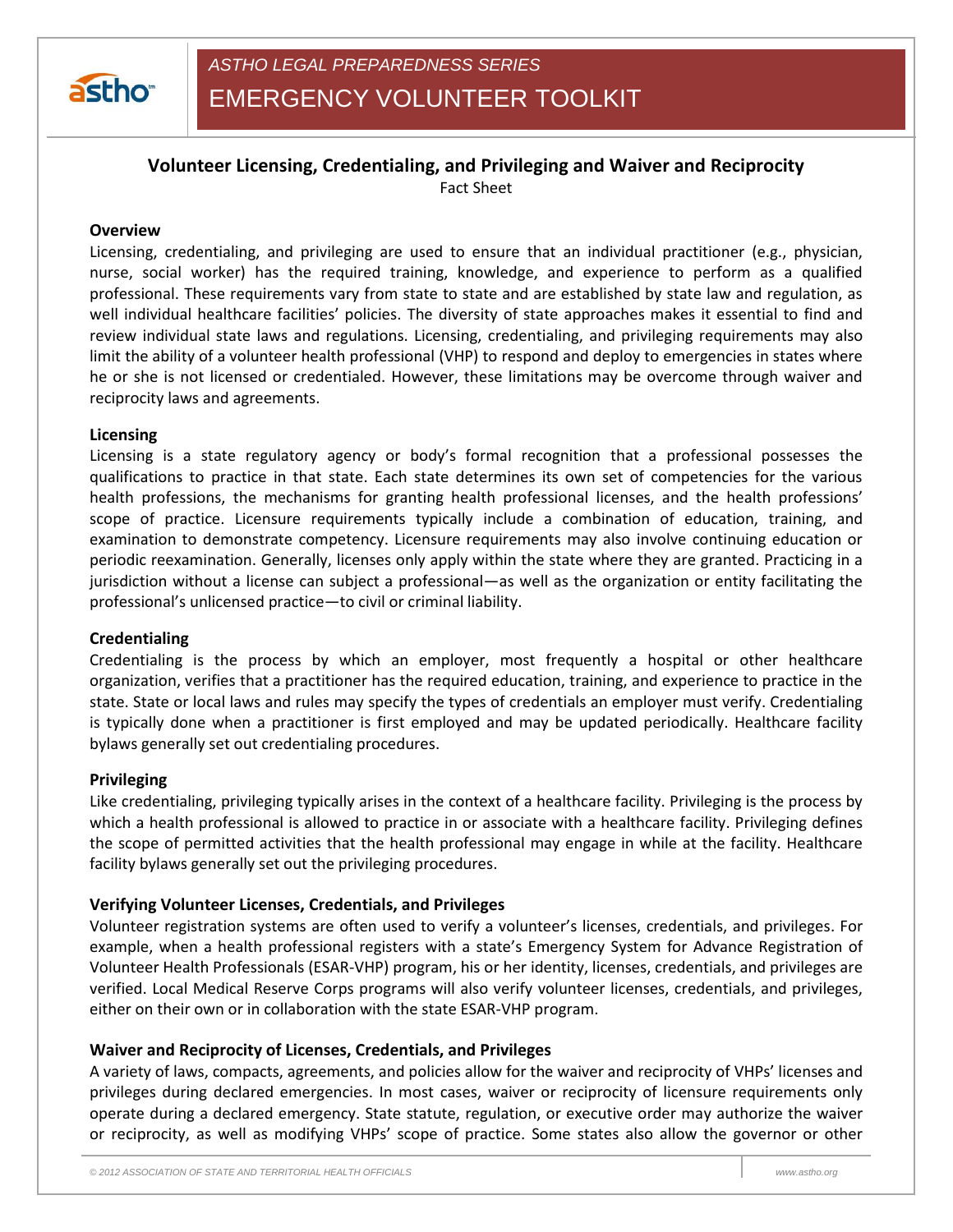*ASTHO LEGAL PREPAREDNESS SERIES*

EMERGENCY VOLUNTEER TOOLKIT

# Volunteer Licensing, Credentialing, and Privileging and Waiver and Reciprocity

Fact Sheet

## Overview

Licensing, credentialing, and privileging are used to ensure that an individual practitioner (e.g., physician, nurse, social worker) has the required training, knowledge, and experience to perform as a qualified professional. These requirements vary from state to state and are established by state law and regulation, as well individual healthcare facilities' policies. The diversity of state approaches makes it essential to find and review individual state laws and regulations. Licensing, credentialing, and privileging requirements may also limit the ability of a volunteer health professional (VHP) to respond and deploy to emergencies in states where he or she is not licensed or credentialed. However, these limitations may be overcome through waiver and reciprocity laws and agreements.

## Licensing

Licensing is a state regulatory agency or body's formal recognition that a professional possesses the qualifications to practice in that state. Each state determines its own set of competencies for the various health professions, the mechanisms for granting health professional licenses, and the health professions' scope of practice. Licensure requirements typically include a combination of education, training, and examination to demonstrate competency. Licensure requirements may also involve continuing education or periodic reexamination. Generally, licenses only apply within the state where they are granted. Practicing in a jurisdiction without a license can subject a professional—as well as the organization or entity facilitating the professional's unlicensed practice—to civil or criminal liability.

## Credentialing

Credentialing is the process by which an employer, most frequently a hospital or other healthcare organization, verifies that a practitioner has the required education, training, and experience to practice in the state. State or local laws and rules may specify the types of credentials an employer must verify. Credentialing is typically done when a practitioner is first employed and may be updated periodically. Healthcare facility bylaws generally set out credentialing procedures.

## Privileging

Like credentialing, privileging typically arises in the context of a healthcare facility. Privileging is the process by which a health professional is allowed to practice in or associate with a healthcare facility. Privileging defines the scope of permitted activities that the health professional may engage in while at the facility. Healthcare facility bylaws generally set out the privileging procedures.

## Verifying Volunteer Licenses, Credentials, and Privileges

Volunteer registration systems are often used to verify a volunteer's licenses, credentials, and privileges. For example, when a health professional registers with a state's Emergency System for Advance Registration of Volunteer Health Professionals (ESAR-VHP) program, his or her identity, licenses, credentials, and privileges are verified. Local Medical Reserve Corps programs will also verify volunteer licenses, credentials, and privileges, either on their own or in collaboration with the state ESAR-VHP program.

## Waiver and Reciprocity of Licenses, Credentials, and Privileges

A variety of laws, compacts, agreements, and policies allow for the waiver and reciprocity of VHPs' licenses and privileges during declared emergencies. In most cases, waiver or reciprocity of licensure requirements only operate during a declared emergency. State statute, regulation, or executive order may authorize the waiver or reciprocity, as well as modifying VHPs' scope of practice. Some states also allow the governor or other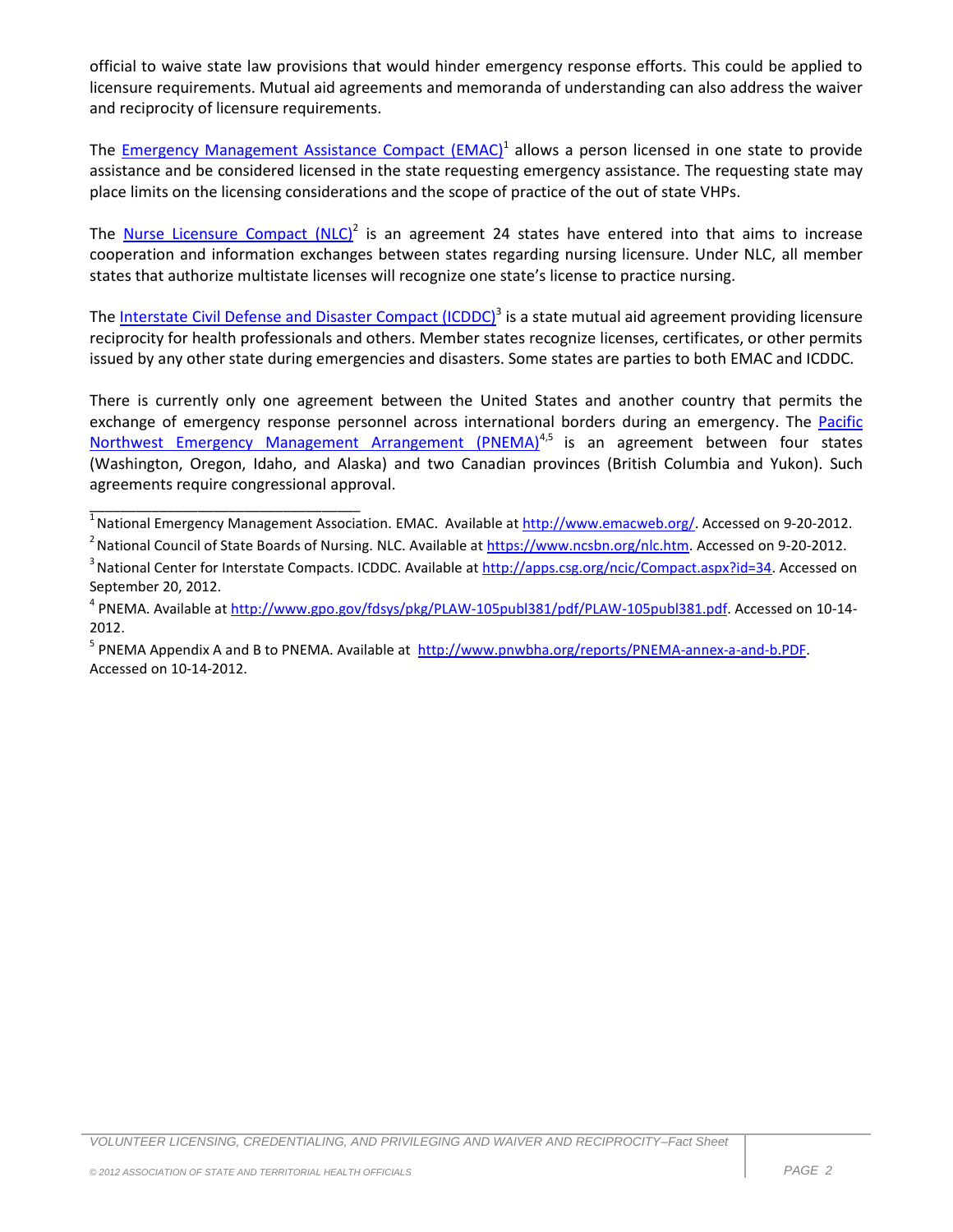official to waive state law provisions that would hinder emergency response efforts. This could be applied to licensure requirements. Mutual aid agreements and memoranda of understanding can also address the waiver and reciprocity of licensure requirements.

The Emergency Management Assistance Compact (EMAC)[1] allows a person licensed in one state to provide assistance and be considered licensed in the state requesting emergency assistance. The requesting state may place limits on the licensing considerations and the scope of practice of the out of state VHPs.

The Nurse Licensure Compact (NLC)[2] is an agreement 24 states have entered into that aims to increase cooperation and information exchanges between states regarding nursing licensure. Under NLC, all member states that authorize multistate licenses will recognize one state's license to practice nursing.

The Interstate Civil Defense and Disaster Compact (ICDDC)[3] is a state mutual aid agreement providing licensure reciprocity for health professionals and others. Member states recognize licenses, certificates, or other permits issued by any other state during emergencies and disasters. Some states are parties to both EMAC and ICDDC.

There is currently only one agreement between the United States and another country that permits the exchange of emergency response personnel across international borders during an emergency. The Pacific Northwest Emergency Management Arrangement (PNEMA)[4,5] is an agreement between four states (Washington, Oregon, Idaho, and Alaska) and two Canadian provinces (British Columbia and Yukon). Such agreements require congressional approval.

---

[1] National Emergency Management Association. EMAC. Available at http://www.emacweb.org/. Accessed on 9-20-2012.

[2] National Council of State Boards of Nursing. NLC. Available at https://www.ncsbn.org/nlc.htm. Accessed on 9-20-2012.

[3] National Center for Interstate Compacts. ICDDC. Available at http://apps.csg.org/ncic/Compact.aspx?id=34. Accessed on September 20, 2012.

[4] PNEMA. Available at http://www.gpo.gov/fdsys/pkg/PLAW-105publ381/pdf/PLAW-105publ381.pdf. Accessed on 10-14-2012.

[5] PNEMA Appendix A and B to PNEMA. Available at http://www.pnwbha.org/reports/PNEMA-annex-a-and-b.PDF. Accessed on 10-14-2012.